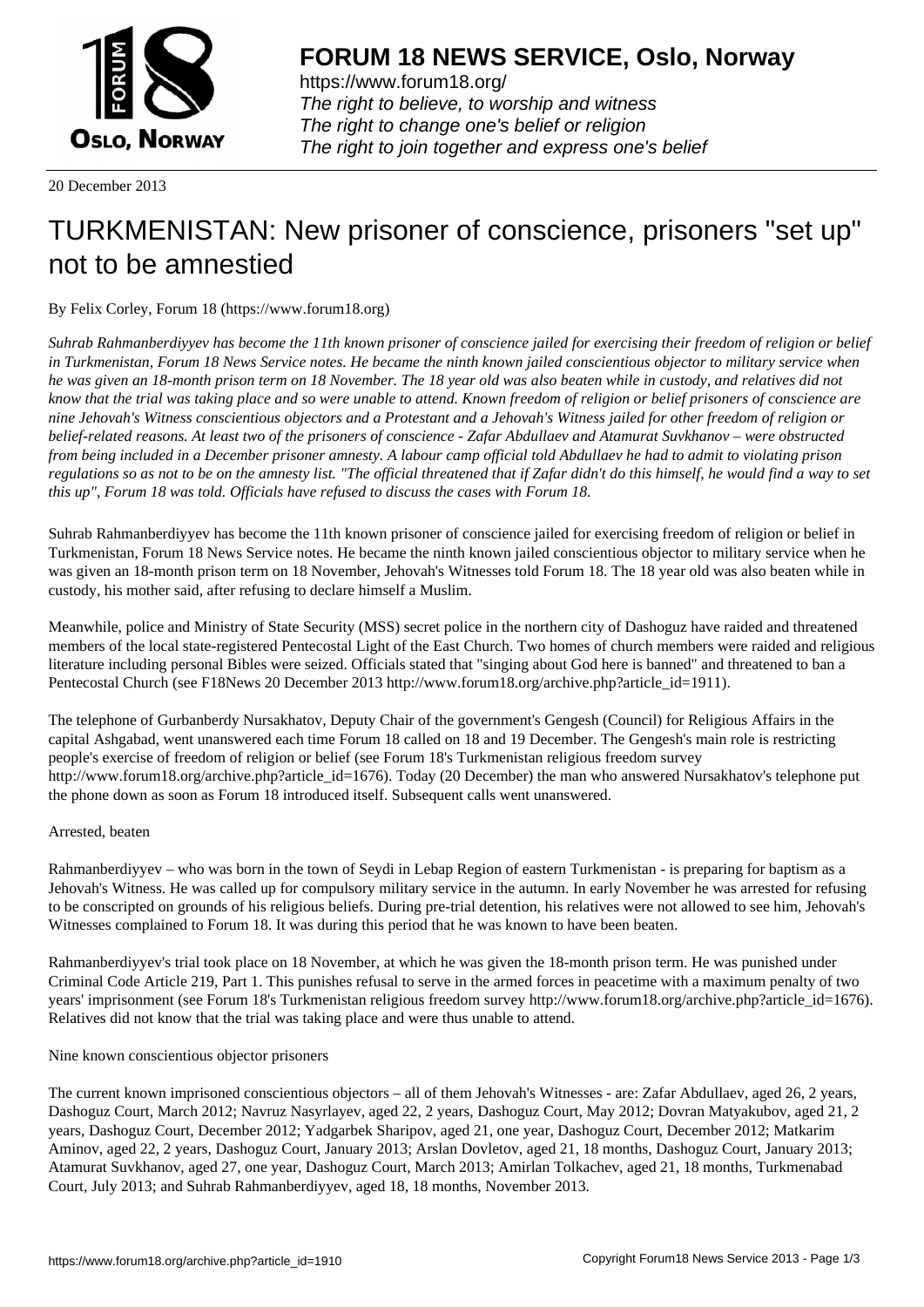# FORUM 18 NEWS SERVICE, Oslo, Norway

https://www.forum18.org/
*The right to believe, to worship and witness*
*The right to change one's belief or religion*
*The right to join together and express one's belief*

20 December 2013

# TURKMENISTAN: New prisoner of conscience, prisoners "set up" not to be amnestied

By Felix Corley, Forum 18 (https://www.forum18.org)

*Suhrab Rahmanberdiyyev has become the 11th known prisoner of conscience jailed for exercising their freedom of religion or belief in Turkmenistan, Forum 18 News Service notes. He became the ninth known jailed conscientious objector to military service when he was given an 18-month prison term on 18 November. The 18 year old was also beaten while in custody, and relatives did not know that the trial was taking place and so were unable to attend. Known freedom of religion or belief prisoners of conscience are nine Jehovah's Witness conscientious objectors and a Protestant and a Jehovah's Witness jailed for other freedom of religion or belief-related reasons. At least two of the prisoners of conscience - Zafar Abdullaev and Atamurat Suvkhanov – were obstructed from being included in a December prisoner amnesty. A labour camp official told Abdullaev he had to admit to violating prison regulations so as not to be on the amnesty list. "The official threatened that if Zafar didn't do this himself, he would find a way to set this up", Forum 18 was told. Officials have refused to discuss the cases with Forum 18.*

Suhrab Rahmanberdiyyev has become the 11th known prisoner of conscience jailed for exercising freedom of religion or belief in Turkmenistan, Forum 18 News Service notes. He became the ninth known jailed conscientious objector to military service when he was given an 18-month prison term on 18 November, Jehovah's Witnesses told Forum 18. The 18 year old was also beaten while in custody, his mother said, after refusing to declare himself a Muslim.

Meanwhile, police and Ministry of State Security (MSS) secret police in the northern city of Dashoguz have raided and threatened members of the local state-registered Pentecostal Light of the East Church. Two homes of church members were raided and religious literature including personal Bibles were seized. Officials stated that "singing about God here is banned" and threatened to ban a Pentecostal Church (see F18News 20 December 2013 http://www.forum18.org/archive.php?article_id=1911).

The telephone of Gurbanberdy Nursakhatov, Deputy Chair of the government's Gengesh (Council) for Religious Affairs in the capital Ashgabad, went unanswered each time Forum 18 called on 18 and 19 December. The Gengesh's main role is restricting people's exercise of freedom of religion or belief (see Forum 18's Turkmenistan religious freedom survey http://www.forum18.org/archive.php?article_id=1676). Today (20 December) the man who answered Nursakhatov's telephone put the phone down as soon as Forum 18 introduced itself. Subsequent calls went unanswered.

Arrested, beaten

Rahmanberdiyyev – who was born in the town of Seydi in Lebap Region of eastern Turkmenistan - is preparing for baptism as a Jehovah's Witness. He was called up for compulsory military service in the autumn. In early November he was arrested for refusing to be conscripted on grounds of his religious beliefs. During pre-trial detention, his relatives were not allowed to see him, Jehovah's Witnesses complained to Forum 18. It was during this period that he was known to have been beaten.

Rahmanberdiyyev's trial took place on 18 November, at which he was given the 18-month prison term. He was punished under Criminal Code Article 219, Part 1. This punishes refusal to serve in the armed forces in peacetime with a maximum penalty of two years' imprisonment (see Forum 18's Turkmenistan religious freedom survey http://www.forum18.org/archive.php?article_id=1676). Relatives did not know that the trial was taking place and were thus unable to attend.

Nine known conscientious objector prisoners

The current known imprisoned conscientious objectors – all of them Jehovah's Witnesses - are: Zafar Abdullaev, aged 26, 2 years, Dashoguz Court, March 2012; Navruz Nasyrlayev, aged 22, 2 years, Dashoguz Court, May 2012; Dovran Matyakubov, aged 21, 2 years, Dashoguz Court, December 2012; Yadgarbek Sharipov, aged 21, one year, Dashoguz Court, December 2012; Matkarim Aminov, aged 22, 2 years, Dashoguz Court, January 2013; Arslan Dovletov, aged 21, 18 months, Dashoguz Court, January 2013; Atamurat Suvkhanov, aged 27, one year, Dashoguz Court, March 2013; Amirlan Tolkachev, aged 21, 18 months, Turkmenabad Court, July 2013; and Suhrab Rahmanberdiyyev, aged 18, 18 months, November 2013.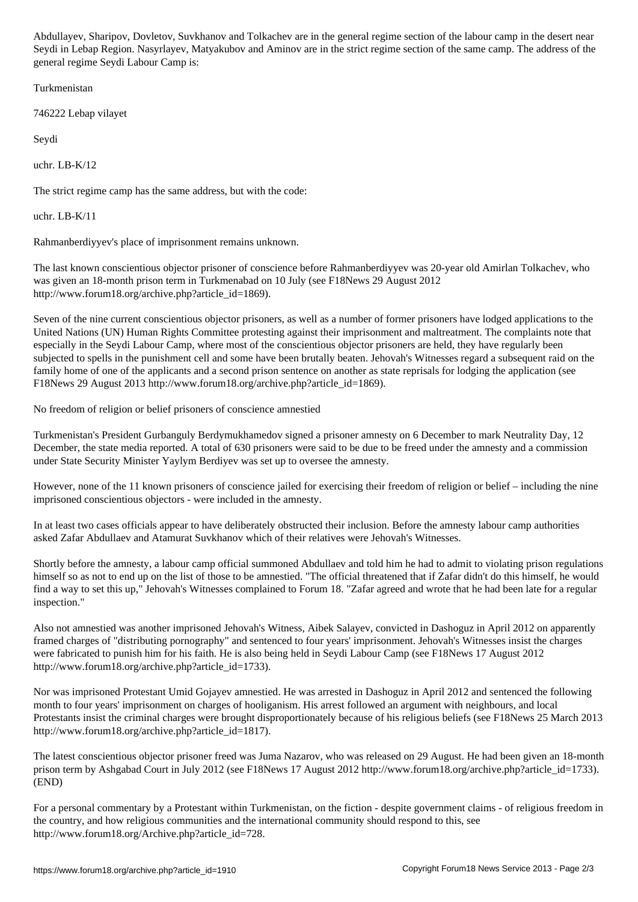Abdullayev, Sharipov, Dovletov, Suvkhanov and Tolkachev are in the general regime section of the labour camp in the desert near Seydi in Lebap Region. Nasyrlayev, Matyakubov and Aminov are in the strict regime section of the same camp. The address of the general regime Seydi Labour Camp is:

Turkmenistan

746222 Lebap vilayet

Seydi

uchr. LB-K/12

The strict regime camp has the same address, but with the code:

uchr. LB-K/11

Rahmanberdiyyev's place of imprisonment remains unknown.

The last known conscientious objector prisoner of conscience before Rahmanberdiyyev was 20-year old Amirlan Tolkachev, who was given an 18-month prison term in Turkmenabad on 10 July (see F18News 29 August 2012 http://www.forum18.org/archive.php?article_id=1869).

Seven of the nine current conscientious objector prisoners, as well as a number of former prisoners have lodged applications to the United Nations (UN) Human Rights Committee protesting against their imprisonment and maltreatment. The complaints note that especially in the Seydi Labour Camp, where most of the conscientious objector prisoners are held, they have regularly been subjected to spells in the punishment cell and some have been brutally beaten. Jehovah's Witnesses regard a subsequent raid on the family home of one of the applicants and a second prison sentence on another as state reprisals for lodging the application (see F18News 29 August 2013 http://www.forum18.org/archive.php?article_id=1869).

No freedom of religion or belief prisoners of conscience amnestied

Turkmenistan's President Gurbanguly Berdymukhamedov signed a prisoner amnesty on 6 December to mark Neutrality Day, 12 December, the state media reported. A total of 630 prisoners were said to be due to be freed under the amnesty and a commission under State Security Minister Yaylym Berdiyev was set up to oversee the amnesty.

However, none of the 11 known prisoners of conscience jailed for exercising their freedom of religion or belief – including the nine imprisoned conscientious objectors - were included in the amnesty.

In at least two cases officials appear to have deliberately obstructed their inclusion. Before the amnesty labour camp authorities asked Zafar Abdullaev and Atamurat Suvkhanov which of their relatives were Jehovah's Witnesses.

Shortly before the amnesty, a labour camp official summoned Abdullaev and told him he had to admit to violating prison regulations himself so as not to end up on the list of those to be amnestied. "The official threatened that if Zafar didn't do this himself, he would find a way to set this up," Jehovah's Witnesses complained to Forum 18. "Zafar agreed and wrote that he had been late for a regular inspection."

Also not amnestied was another imprisoned Jehovah's Witness, Aibek Salayev, convicted in Dashoguz in April 2012 on apparently framed charges of "distributing pornography" and sentenced to four years' imprisonment. Jehovah's Witnesses insist the charges were fabricated to punish him for his faith. He is also being held in Seydi Labour Camp (see F18News 17 August 2012 http://www.forum18.org/archive.php?article_id=1733).

Nor was imprisoned Protestant Umid Gojayev amnestied. He was arrested in Dashoguz in April 2012 and sentenced the following month to four years' imprisonment on charges of hooliganism. His arrest followed an argument with neighbours, and local Protestants insist the criminal charges were brought disproportionately because of his religious beliefs (see F18News 25 March 2013 http://www.forum18.org/archive.php?article_id=1817).

The latest conscientious objector prisoner freed was Juma Nazarov, who was released on 29 August. He had been given an 18-month prison term by Ashgabad Court in July 2012 (see F18News 17 August 2012 http://www.forum18.org/archive.php?article_id=1733). (END)

For a personal commentary by a Protestant within Turkmenistan, on the fiction - despite government claims - of religious freedom in the country, and how religious communities and the international community should respond to this, see http://www.forum18.org/Archive.php?article_id=728.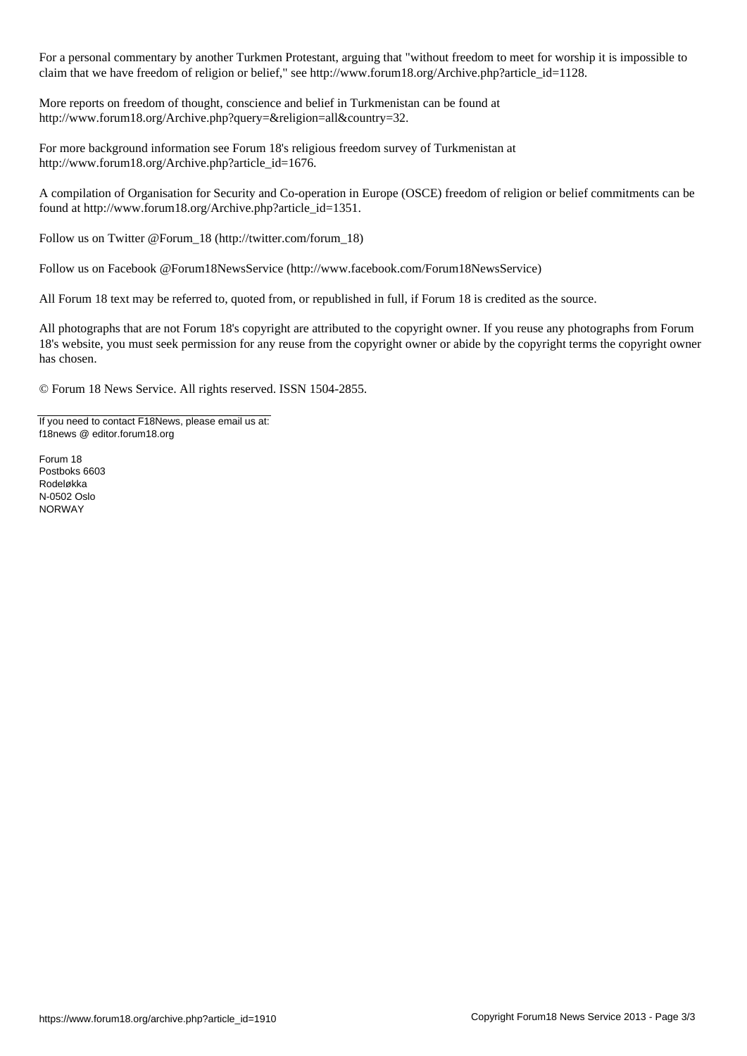For a personal commentary by another Turkmen Protestant, arguing that "without freedom to meet for worship it is impossible to claim that we have freedom of religion or belief," see http://www.forum18.org/Archive.php?article_id=1128.

More reports on freedom of thought, conscience and belief in Turkmenistan can be found at http://www.forum18.org/Archive.php?query=&religion=all&country=32.

For more background information see Forum 18's religious freedom survey of Turkmenistan at http://www.forum18.org/Archive.php?article_id=1676.

A compilation of Organisation for Security and Co-operation in Europe (OSCE) freedom of religion or belief commitments can be found at http://www.forum18.org/Archive.php?article_id=1351.

Follow us on Twitter @Forum_18 (http://twitter.com/forum_18)

Follow us on Facebook @Forum18NewsService (http://www.facebook.com/Forum18NewsService)

All Forum 18 text may be referred to, quoted from, or republished in full, if Forum 18 is credited as the source.

All photographs that are not Forum 18's copyright are attributed to the copyright owner. If you reuse any photographs from Forum 18's website, you must seek permission for any reuse from the copyright owner or abide by the copyright terms the copyright owner has chosen.

© Forum 18 News Service. All rights reserved. ISSN 1504-2855.

---

If you need to contact F18News, please email us at:
f18news @ editor.forum18.org

Forum 18
Postboks 6603
Rodeløkka
N-0502 Oslo
NORWAY